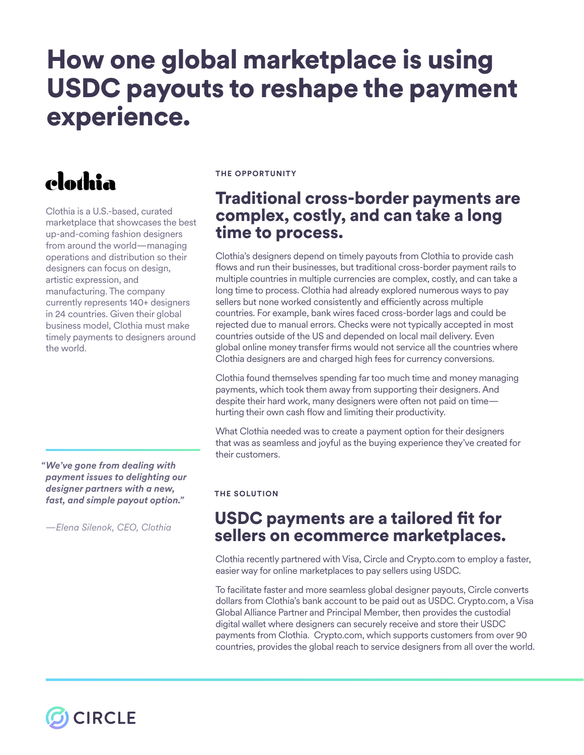# How one global marketplace is using USDC payouts to reshape the payment experience.

**clothia**

Clothia is a U.S.-based, curated marketplace that showcases the best up-and-coming fashion designers from around the world—managing operations and distribution so their designers can focus on design, artistic expression, and manufacturing. The company currently represents 140+ designers in 24 countries. Given their global business model, Clothia must make timely payments to designers around the world.

***"We've gone from dealing with payment issues to delighting our designer partners with a new, fast, and simple payout option."***

*—Elena Silenok, CEO, Clothia*

**THE OPPORTUNITY**

## Traditional cross-border payments are complex, costly, and can take a long time to process.

Clothia's designers depend on timely payouts from Clothia to provide cash flows and run their businesses, but traditional cross-border payment rails to multiple countries in multiple currencies are complex, costly, and can take a long time to process. Clothia had already explored numerous ways to pay sellers but none worked consistently and efficiently across multiple countries. For example, bank wires faced cross-border lags and could be rejected due to manual errors. Checks were not typically accepted in most countries outside of the US and depended on local mail delivery. Even global online money transfer firms would not service all the countries where Clothia designers are and charged high fees for currency conversions.

Clothia found themselves spending far too much time and money managing payments, which took them away from supporting their designers. And despite their hard work, many designers were often not paid on time—hurting their own cash flow and limiting their productivity.

What Clothia needed was to create a payment option for their designers that was as seamless and joyful as the buying experience they've created for their customers.

**THE SOLUTION**

## USDC payments are a tailored fit for sellers on ecommerce marketplaces.

Clothia recently partnered with Visa, Circle and Crypto.com to employ a faster, easier way for online marketplaces to pay sellers using USDC.

To facilitate faster and more seamless global designer payouts, Circle converts dollars from Clothia's bank account to be paid out as USDC. Crypto.com, a Visa Global Alliance Partner and Principal Member, then provides the custodial digital wallet where designers can securely receive and store their USDC payments from Clothia. Crypto.com, which supports customers from over 90 countries, provides the global reach to service designers from all over the world.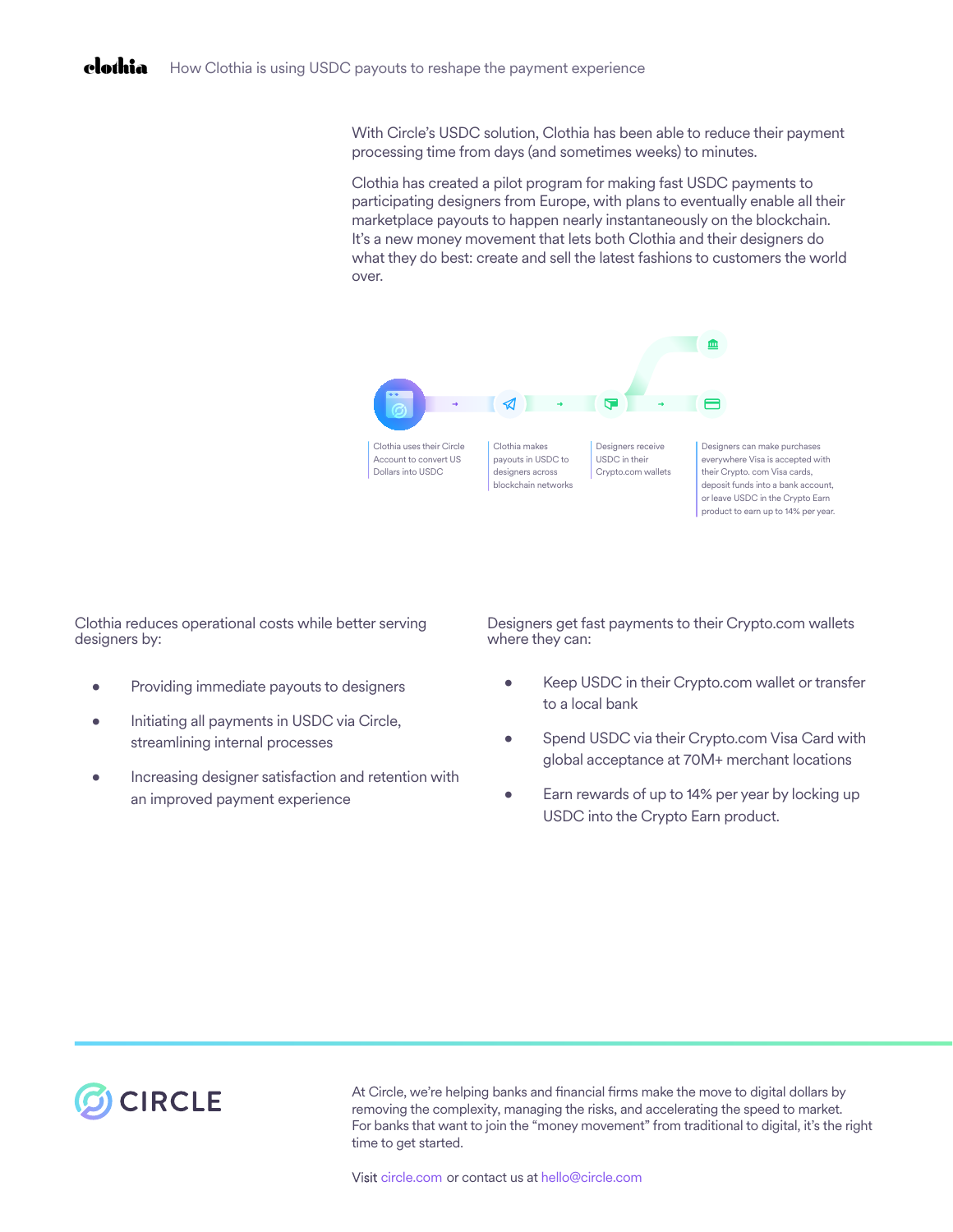With Circle's USDC solution, Clothia has been able to reduce their payment processing time from days (and sometimes weeks) to minutes.

Clothia has created a pilot program for making fast USDC payments to participating designers from Europe, with plans to eventually enable all their marketplace payouts to happen nearly instantaneously on the blockchain. It's a new money movement that lets both Clothia and their designers do what they do best: create and sell the latest fashions to customers the world over.

Clothia uses their Circle Account to convert US Dollars into USDC

Clothia makes payouts in USDC to designers across blockchain networks

Designers receive USDC in their Crypto.com wallets

Designers can make purchases everywhere Visa is accepted with their Crypto. com Visa cards, deposit funds into a bank account, or leave USDC in the Crypto Earn product to earn up to 14% per year.

Clothia reduces operational costs while better serving designers by:

- Providing immediate payouts to designers
- Initiating all payments in USDC via Circle, streamlining internal processes
- Increasing designer satisfaction and retention with an improved payment experience

Designers get fast payments to their Crypto.com wallets where they can:

- Keep USDC in their Crypto.com wallet or transfer to a local bank
- Spend USDC via their Crypto.com Visa Card with global acceptance at 70M+ merchant locations
- Earn rewards of up to 14% per year by locking up USDC into the Crypto Earn product.

CIRCLE

At Circle, we're helping banks and financial firms make the move to digital dollars by removing the complexity, managing the risks, and accelerating the speed to market. For banks that want to join the "money movement" from traditional to digital, it's the right time to get started.

Visit circle.com or contact us at hello@circle.com